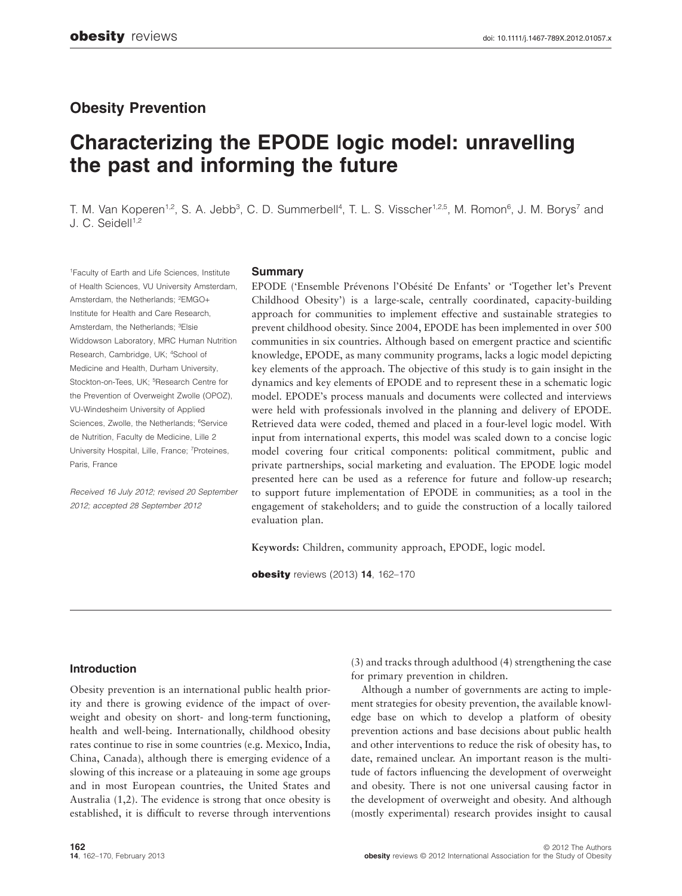Obesity Prevention

# Characterizing the EPODE logic model: unravelling the past and informing the future

T. M. Van Koperen[1,2], S. A. Jebb[3], C. D. Summerbell[4], T. L. S. Visscher[1,2,5], M. Romon[6], J. M. Borys[7] and J. C. Seidell[1,2]

[1]Faculty of Earth and Life Sciences, Institute of Health Sciences, VU University Amsterdam, Amsterdam, the Netherlands; [2]EMGO+ Institute for Health and Care Research, Amsterdam, the Netherlands; [3]Elsie Widdowson Laboratory, MRC Human Nutrition Research, Cambridge, UK; [4]School of Medicine and Health, Durham University, Stockton-on-Tees, UK; [5]Research Centre for the Prevention of Overweight Zwolle (OPOZ), VU-Windesheim University of Applied Sciences, Zwolle, the Netherlands; [6]Service de Nutrition, Faculty de Medicine, Lille 2 University Hospital, Lille, France; [7]Proteines, Paris, France

*Received 16 July 2012; revised 20 September 2012; accepted 28 September 2012*

## Summary

EPODE ('Ensemble Prévenons l'Obésité De Enfants' or 'Together let's Prevent Childhood Obesity') is a large-scale, centrally coordinated, capacity-building approach for communities to implement effective and sustainable strategies to prevent childhood obesity. Since 2004, EPODE has been implemented in over 500 communities in six countries. Although based on emergent practice and scientific knowledge, EPODE, as many community programs, lacks a logic model depicting key elements of the approach. The objective of this study is to gain insight in the dynamics and key elements of EPODE and to represent these in a schematic logic model. EPODE's process manuals and documents were collected and interviews were held with professionals involved in the planning and delivery of EPODE. Retrieved data were coded, themed and placed in a four-level logic model. With input from international experts, this model was scaled down to a concise logic model covering four critical components: political commitment, public and private partnerships, social marketing and evaluation. The EPODE logic model presented here can be used as a reference for future and follow-up research; to support future implementation of EPODE in communities; as a tool in the engagement of stakeholders; and to guide the construction of a locally tailored evaluation plan.

**Keywords:** Children, community approach, EPODE, logic model.

**obesity** reviews (2013) **14**, 162–170

## Introduction

Obesity prevention is an international public health priority and there is growing evidence of the impact of overweight and obesity on short- and long-term functioning, health and well-being. Internationally, childhood obesity rates continue to rise in some countries (e.g. Mexico, India, China, Canada), although there is emerging evidence of a slowing of this increase or a plateauing in some age groups and in most European countries, the United States and Australia (1,2). The evidence is strong that once obesity is established, it is difficult to reverse through interventions (3) and tracks through adulthood (4) strengthening the case for primary prevention in children.

Although a number of governments are acting to implement strategies for obesity prevention, the available knowledge base on which to develop a platform of obesity prevention actions and base decisions about public health and other interventions to reduce the risk of obesity has, to date, remained unclear. An important reason is the multitude of factors influencing the development of overweight and obesity. There is not one universal causing factor in the development of overweight and obesity. And although (mostly experimental) research provides insight to causal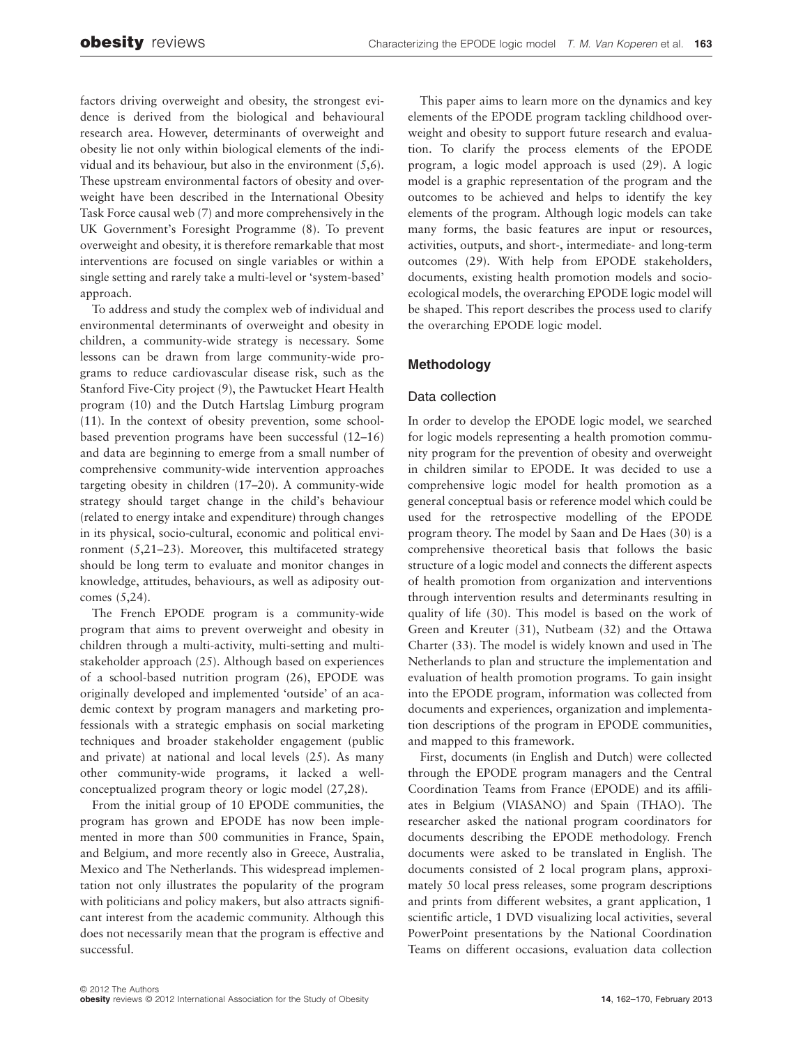factors driving overweight and obesity, the strongest evidence is derived from the biological and behavioural research area. However, determinants of overweight and obesity lie not only within biological elements of the individual and its behaviour, but also in the environment (5,6). These upstream environmental factors of obesity and overweight have been described in the International Obesity Task Force causal web (7) and more comprehensively in the UK Government's Foresight Programme (8). To prevent overweight and obesity, it is therefore remarkable that most interventions are focused on single variables or within a single setting and rarely take a multi-level or 'system-based' approach.

To address and study the complex web of individual and environmental determinants of overweight and obesity in children, a community-wide strategy is necessary. Some lessons can be drawn from large community-wide programs to reduce cardiovascular disease risk, such as the Stanford Five-City project (9), the Pawtucket Heart Health program (10) and the Dutch Hartslag Limburg program (11). In the context of obesity prevention, some school-based prevention programs have been successful (12–16) and data are beginning to emerge from a small number of comprehensive community-wide intervention approaches targeting obesity in children (17–20). A community-wide strategy should target change in the child's behaviour (related to energy intake and expenditure) through changes in its physical, socio-cultural, economic and political environment (5,21–23). Moreover, this multifaceted strategy should be long term to evaluate and monitor changes in knowledge, attitudes, behaviours, as well as adiposity outcomes (5,24).

The French EPODE program is a community-wide program that aims to prevent overweight and obesity in children through a multi-activity, multi-setting and multi-stakeholder approach (25). Although based on experiences of a school-based nutrition program (26), EPODE was originally developed and implemented 'outside' of an academic context by program managers and marketing professionals with a strategic emphasis on social marketing techniques and broader stakeholder engagement (public and private) at national and local levels (25). As many other community-wide programs, it lacked a well-conceptualized program theory or logic model (27,28).

From the initial group of 10 EPODE communities, the program has grown and EPODE has now been implemented in more than 500 communities in France, Spain, and Belgium, and more recently also in Greece, Australia, Mexico and The Netherlands. This widespread implementation not only illustrates the popularity of the program with politicians and policy makers, but also attracts significant interest from the academic community. Although this does not necessarily mean that the program is effective and successful.

This paper aims to learn more on the dynamics and key elements of the EPODE program tackling childhood overweight and obesity to support future research and evaluation. To clarify the process elements of the EPODE program, a logic model approach is used (29). A logic model is a graphic representation of the program and the outcomes to be achieved and helps to identify the key elements of the program. Although logic models can take many forms, the basic features are input or resources, activities, outputs, and short-, intermediate- and long-term outcomes (29). With help from EPODE stakeholders, documents, existing health promotion models and socio-ecological models, the overarching EPODE logic model will be shaped. This report describes the process used to clarify the overarching EPODE logic model.

## Methodology

### Data collection

In order to develop the EPODE logic model, we searched for logic models representing a health promotion community program for the prevention of obesity and overweight in children similar to EPODE. It was decided to use a comprehensive logic model for health promotion as a general conceptual basis or reference model which could be used for the retrospective modelling of the EPODE program theory. The model by Saan and De Haes (30) is a comprehensive theoretical basis that follows the basic structure of a logic model and connects the different aspects of health promotion from organization and interventions through intervention results and determinants resulting in quality of life (30). This model is based on the work of Green and Kreuter (31), Nutbeam (32) and the Ottawa Charter (33). The model is widely known and used in The Netherlands to plan and structure the implementation and evaluation of health promotion programs. To gain insight into the EPODE program, information was collected from documents and experiences, organization and implementation descriptions of the program in EPODE communities, and mapped to this framework.

First, documents (in English and Dutch) were collected through the EPODE program managers and the Central Coordination Teams from France (EPODE) and its affiliates in Belgium (VIASANO) and Spain (THAO). The researcher asked the national program coordinators for documents describing the EPODE methodology. French documents were asked to be translated in English. The documents consisted of 2 local program plans, approximately 50 local press releases, some program descriptions and prints from different websites, a grant application, 1 scientific article, 1 DVD visualizing local activities, several PowerPoint presentations by the National Coordination Teams on different occasions, evaluation data collection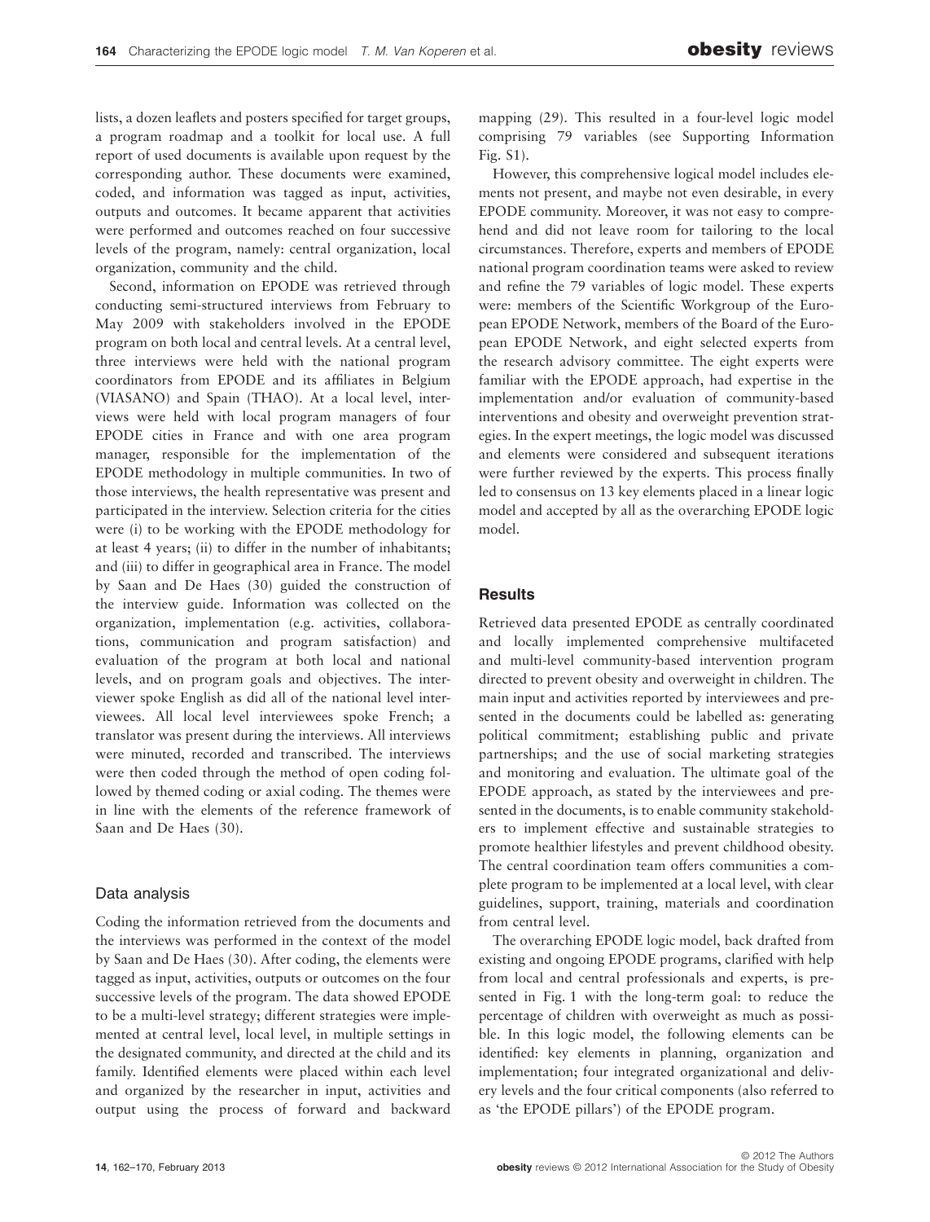lists, a dozen leaflets and posters specified for target groups, a program roadmap and a toolkit for local use. A full report of used documents is available upon request by the corresponding author. These documents were examined, coded, and information was tagged as input, activities, outputs and outcomes. It became apparent that activities were performed and outcomes reached on four successive levels of the program, namely: central organization, local organization, community and the child.

Second, information on EPODE was retrieved through conducting semi-structured interviews from February to May 2009 with stakeholders involved in the EPODE program on both local and central levels. At a central level, three interviews were held with the national program coordinators from EPODE and its affiliates in Belgium (VIASANO) and Spain (THAO). At a local level, interviews were held with local program managers of four EPODE cities in France and with one area program manager, responsible for the implementation of the EPODE methodology in multiple communities. In two of those interviews, the health representative was present and participated in the interview. Selection criteria for the cities were (i) to be working with the EPODE methodology for at least 4 years; (ii) to differ in the number of inhabitants; and (iii) to differ in geographical area in France. The model by Saan and De Haes (30) guided the construction of the interview guide. Information was collected on the organization, implementation (e.g. activities, collaborations, communication and program satisfaction) and evaluation of the program at both local and national levels, and on program goals and objectives. The interviewer spoke English as did all of the national level interviewees. All local level interviewees spoke French; a translator was present during the interviews. All interviews were minuted, recorded and transcribed. The interviews were then coded through the method of open coding followed by themed coding or axial coding. The themes were in line with the elements of the reference framework of Saan and De Haes (30).

### Data analysis

Coding the information retrieved from the documents and the interviews was performed in the context of the model by Saan and De Haes (30). After coding, the elements were tagged as input, activities, outputs or outcomes on the four successive levels of the program. The data showed EPODE to be a multi-level strategy; different strategies were implemented at central level, local level, in multiple settings in the designated community, and directed at the child and its family. Identified elements were placed within each level and organized by the researcher in input, activities and output using the process of forward and backward mapping (29). This resulted in a four-level logic model comprising 79 variables (see Supporting Information Fig. S1).

However, this comprehensive logical model includes elements not present, and maybe not even desirable, in every EPODE community. Moreover, it was not easy to comprehend and did not leave room for tailoring to the local circumstances. Therefore, experts and members of EPODE national program coordination teams were asked to review and refine the 79 variables of logic model. These experts were: members of the Scientific Workgroup of the European EPODE Network, members of the Board of the European EPODE Network, and eight selected experts from the research advisory committee. The eight experts were familiar with the EPODE approach, had expertise in the implementation and/or evaluation of community-based interventions and obesity and overweight prevention strategies. In the expert meetings, the logic model was discussed and elements were considered and subsequent iterations were further reviewed by the experts. This process finally led to consensus on 13 key elements placed in a linear logic model and accepted by all as the overarching EPODE logic model.

## Results

Retrieved data presented EPODE as centrally coordinated and locally implemented comprehensive multifaceted and multi-level community-based intervention program directed to prevent obesity and overweight in children. The main input and activities reported by interviewees and presented in the documents could be labelled as: generating political commitment; establishing public and private partnerships; and the use of social marketing strategies and monitoring and evaluation. The ultimate goal of the EPODE approach, as stated by the interviewees and presented in the documents, is to enable community stakeholders to implement effective and sustainable strategies to promote healthier lifestyles and prevent childhood obesity. The central coordination team offers communities a complete program to be implemented at a local level, with clear guidelines, support, training, materials and coordination from central level.

The overarching EPODE logic model, back drafted from existing and ongoing EPODE programs, clarified with help from local and central professionals and experts, is presented in Fig. 1 with the long-term goal: to reduce the percentage of children with overweight as much as possible. In this logic model, the following elements can be identified: key elements in planning, organization and implementation; four integrated organizational and delivery levels and the four critical components (also referred to as 'the EPODE pillars') of the EPODE program.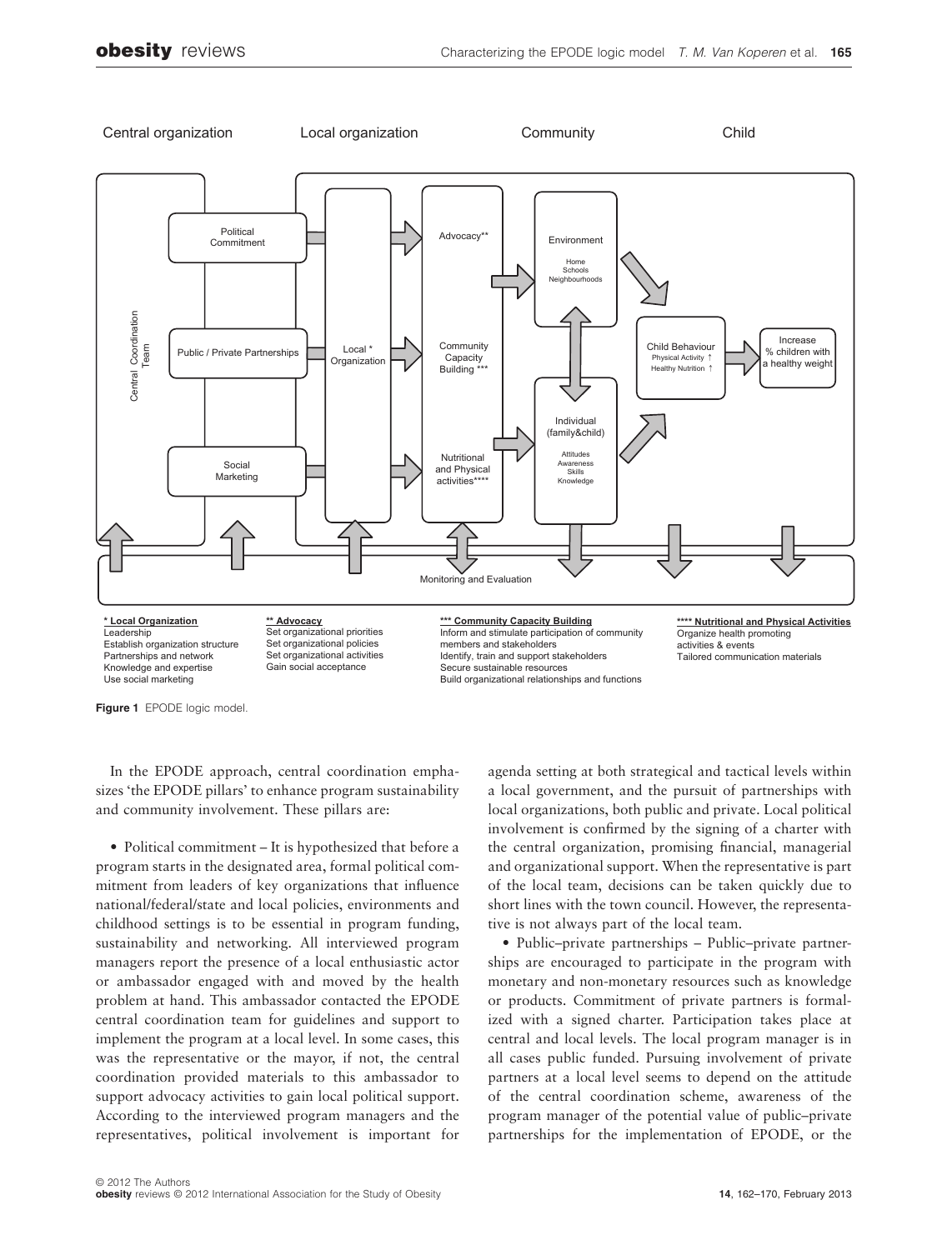Central organization | Local organization | Community | Child

Central Coordination Team

Political Commitment

Public / Private Partnerships

Social Marketing

Local * Organization

Advocacy**

Community Capacity Building ***

Nutritional and Physical activities****

Environment
Home
Schools
Neighbourhoods

Individual (family&child)
Attitudes
Awareness
Skills
Knowledge

Child Behaviour
Physical Activity ↑
Healthy Nutrition ↑

Increase % children with a healthy weight

Monitoring and Evaluation

**\* Local Organization**
Leadership
Establish organization structure
Partnerships and network
Knowledge and expertise
Use social marketing

**\*\* Advocacy**
Set organizational priorities
Set organizational policies
Set organizational activities
Gain social acceptance

**\*\*\* Community Capacity Building**
Inform and stimulate participation of community members and stakeholders
Identify, train and support stakeholders
Secure sustainable resources
Build organizational relationships and functions

**\*\*\*\* Nutritional and Physical Activities**
Organize health promoting activities & events
Tailored communication materials

**Figure 1** EPODE logic model.

In the EPODE approach, central coordination emphasizes 'the EPODE pillars' to enhance program sustainability and community involvement. These pillars are:

- Political commitment – It is hypothesized that before a program starts in the designated area, formal political commitment from leaders of key organizations that influence national/federal/state and local policies, environments and childhood settings is to be essential in program funding, sustainability and networking. All interviewed program managers report the presence of a local enthusiastic actor or ambassador engaged with and moved by the health problem at hand. This ambassador contacted the EPODE central coordination team for guidelines and support to implement the program at a local level. In some cases, this was the representative or the mayor, if not, the central coordination provided materials to this ambassador to support advocacy activities to gain local political support. According to the interviewed program managers and the representatives, political involvement is important for agenda setting at both strategical and tactical levels within a local government, and the pursuit of partnerships with local organizations, both public and private. Local political involvement is confirmed by the signing of a charter with the central organization, promising financial, managerial and organizational support. When the representative is part of the local team, decisions can be taken quickly due to short lines with the town council. However, the representative is not always part of the local team.
- Public–private partnerships – Public–private partnerships are encouraged to participate in the program with monetary and non-monetary resources such as knowledge or products. Commitment of private partners is formalized with a signed charter. Participation takes place at central and local levels. The local program manager is in all cases public funded. Pursuing involvement of private partners at a local level seems to depend on the attitude of the central coordination scheme, awareness of the program manager of the potential value of public–private partnerships for the implementation of EPODE, or the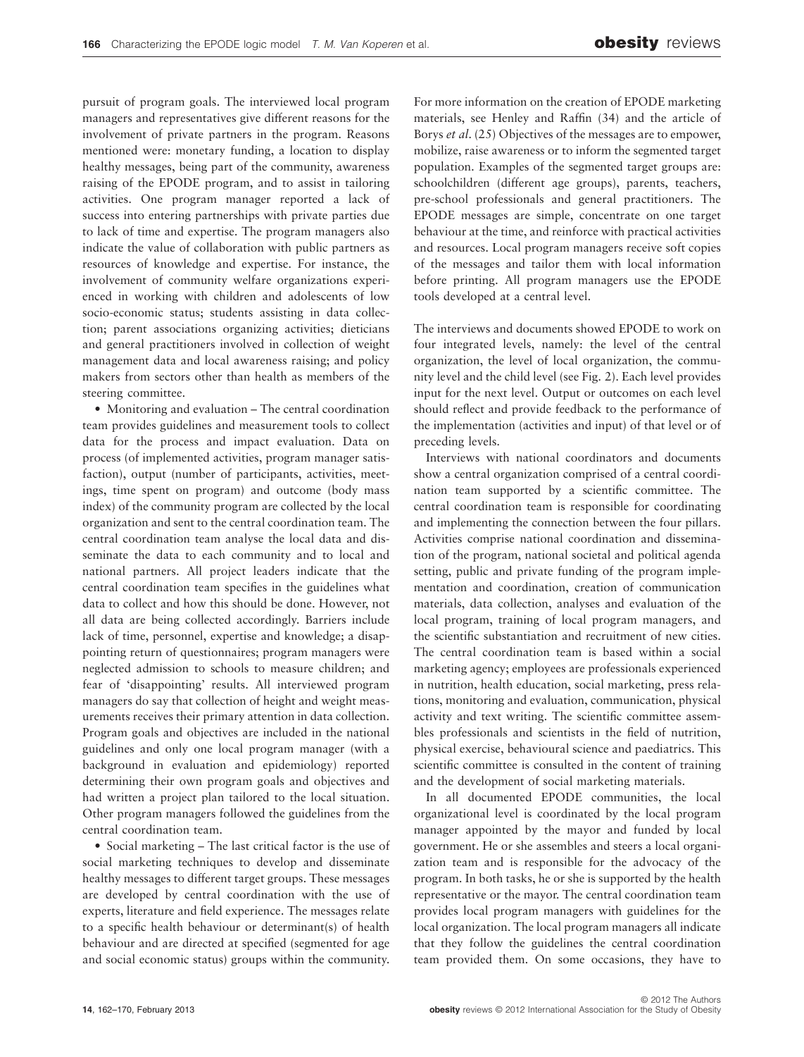pursuit of program goals. The interviewed local program managers and representatives give different reasons for the involvement of private partners in the program. Reasons mentioned were: monetary funding, a location to display healthy messages, being part of the community, awareness raising of the EPODE program, and to assist in tailoring activities. One program manager reported a lack of success into entering partnerships with private parties due to lack of time and expertise. The program managers also indicate the value of collaboration with public partners as resources of knowledge and expertise. For instance, the involvement of community welfare organizations experienced in working with children and adolescents of low socio-economic status; students assisting in data collection; parent associations organizing activities; dieticians and general practitioners involved in collection of weight management data and local awareness raising; and policy makers from sectors other than health as members of the steering committee.

- Monitoring and evaluation – The central coordination team provides guidelines and measurement tools to collect data for the process and impact evaluation. Data on process (of implemented activities, program manager satisfaction), output (number of participants, activities, meetings, time spent on program) and outcome (body mass index) of the community program are collected by the local organization and sent to the central coordination team. The central coordination team analyse the local data and disseminate the data to each community and to local and national partners. All project leaders indicate that the central coordination team specifies in the guidelines what data to collect and how this should be done. However, not all data are being collected accordingly. Barriers include lack of time, personnel, expertise and knowledge; a disappointing return of questionnaires; program managers were neglected admission to schools to measure children; and fear of 'disappointing' results. All interviewed program managers do say that collection of height and weight measurements receives their primary attention in data collection. Program goals and objectives are included in the national guidelines and only one local program manager (with a background in evaluation and epidemiology) reported determining their own program goals and objectives and had written a project plan tailored to the local situation. Other program managers followed the guidelines from the central coordination team.
- Social marketing – The last critical factor is the use of social marketing techniques to develop and disseminate healthy messages to different target groups. These messages are developed by central coordination with the use of experts, literature and field experience. The messages relate to a specific health behaviour or determinant(s) of health behaviour and are directed at specified (segmented for age and social economic status) groups within the community. For more information on the creation of EPODE marketing materials, see Henley and Raffin (34) and the article of Borys *et al*. (25) Objectives of the messages are to empower, mobilize, raise awareness or to inform the segmented target population. Examples of the segmented target groups are: schoolchildren (different age groups), parents, teachers, pre-school professionals and general practitioners. The EPODE messages are simple, concentrate on one target behaviour at the time, and reinforce with practical activities and resources. Local program managers receive soft copies of the messages and tailor them with local information before printing. All program managers use the EPODE tools developed at a central level.

The interviews and documents showed EPODE to work on four integrated levels, namely: the level of the central organization, the level of local organization, the community level and the child level (see Fig. 2). Each level provides input for the next level. Output or outcomes on each level should reflect and provide feedback to the performance of the implementation (activities and input) of that level or of preceding levels.

Interviews with national coordinators and documents show a central organization comprised of a central coordination team supported by a scientific committee. The central coordination team is responsible for coordinating and implementing the connection between the four pillars. Activities comprise national coordination and dissemination of the program, national societal and political agenda setting, public and private funding of the program implementation and coordination, creation of communication materials, data collection, analyses and evaluation of the local program, training of local program managers, and the scientific substantiation and recruitment of new cities. The central coordination team is based within a social marketing agency; employees are professionals experienced in nutrition, health education, social marketing, press relations, monitoring and evaluation, communication, physical activity and text writing. The scientific committee assembles professionals and scientists in the field of nutrition, physical exercise, behavioural science and paediatrics. This scientific committee is consulted in the content of training and the development of social marketing materials.

In all documented EPODE communities, the local organizational level is coordinated by the local program manager appointed by the mayor and funded by local government. He or she assembles and steers a local organization team and is responsible for the advocacy of the program. In both tasks, he or she is supported by the health representative or the mayor. The central coordination team provides local program managers with guidelines for the local organization. The local program managers all indicate that they follow the guidelines the central coordination team provided them. On some occasions, they have to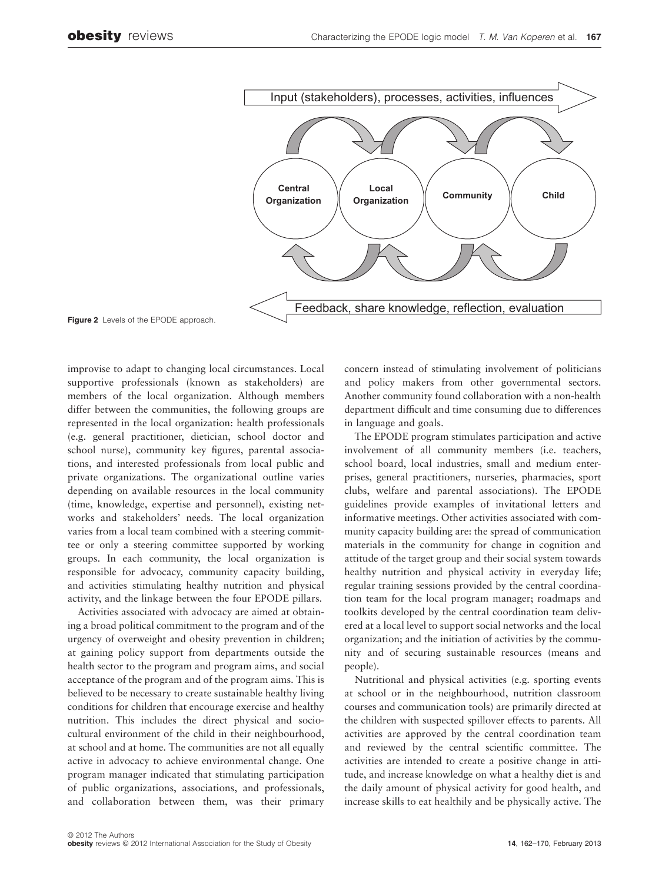Input (stakeholders), processes, activities, influences

Central Organization

Local Organization

Community

Child

Feedback, share knowledge, reflection, evaluation

**Figure 2** Levels of the EPODE approach.

improvise to adapt to changing local circumstances. Local supportive professionals (known as stakeholders) are members of the local organization. Although members differ between the communities, the following groups are represented in the local organization: health professionals (e.g. general practitioner, dietician, school doctor and school nurse), community key figures, parental associations, and interested professionals from local public and private organizations. The organizational outline varies depending on available resources in the local community (time, knowledge, expertise and personnel), existing networks and stakeholders' needs. The local organization varies from a local team combined with a steering committee or only a steering committee supported by working groups. In each community, the local organization is responsible for advocacy, community capacity building, and activities stimulating healthy nutrition and physical activity, and the linkage between the four EPODE pillars.

Activities associated with advocacy are aimed at obtaining a broad political commitment to the program and of the urgency of overweight and obesity prevention in children; at gaining policy support from departments outside the health sector to the program and program aims, and social acceptance of the program and of the program aims. This is believed to be necessary to create sustainable healthy living conditions for children that encourage exercise and healthy nutrition. This includes the direct physical and sociocultural environment of the child in their neighbourhood, at school and at home. The communities are not all equally active in advocacy to achieve environmental change. One program manager indicated that stimulating participation of public organizations, associations, and professionals, and collaboration between them, was their primary concern instead of stimulating involvement of politicians and policy makers from other governmental sectors. Another community found collaboration with a non-health department difficult and time consuming due to differences in language and goals.

The EPODE program stimulates participation and active involvement of all community members (i.e. teachers, school board, local industries, small and medium enterprises, general practitioners, nurseries, pharmacies, sport clubs, welfare and parental associations). The EPODE guidelines provide examples of invitational letters and informative meetings. Other activities associated with community capacity building are: the spread of communication materials in the community for change in cognition and attitude of the target group and their social system towards healthy nutrition and physical activity in everyday life; regular training sessions provided by the central coordination team for the local program manager; roadmaps and toolkits developed by the central coordination team delivered at a local level to support social networks and the local organization; and the initiation of activities by the community and of securing sustainable resources (means and people).

Nutritional and physical activities (e.g. sporting events at school or in the neighbourhood, nutrition classroom courses and communication tools) are primarily directed at the children with suspected spillover effects to parents. All activities are approved by the central coordination team and reviewed by the central scientific committee. The activities are intended to create a positive change in attitude, and increase knowledge on what a healthy diet is and the daily amount of physical activity for good health, and increase skills to eat healthily and be physically active. The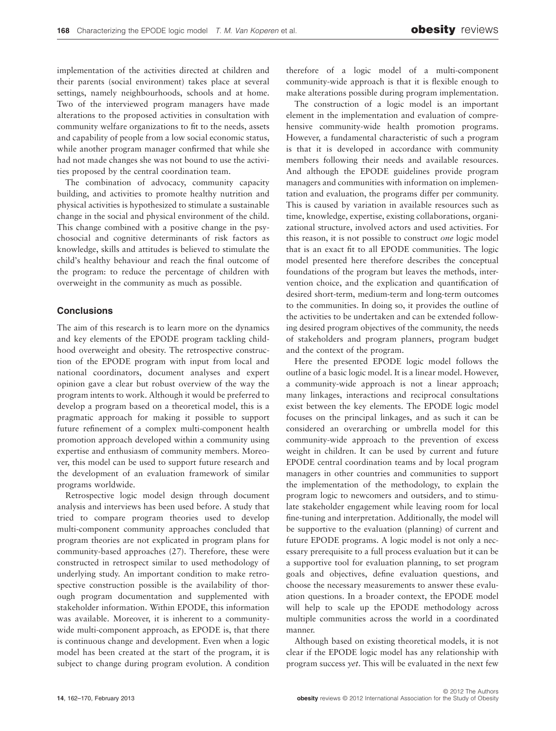implementation of the activities directed at children and their parents (social environment) takes place at several settings, namely neighbourhoods, schools and at home. Two of the interviewed program managers have made alterations to the proposed activities in consultation with community welfare organizations to fit to the needs, assets and capability of people from a low social economic status, while another program manager confirmed that while she had not made changes she was not bound to use the activities proposed by the central coordination team.

The combination of advocacy, community capacity building, and activities to promote healthy nutrition and physical activities is hypothesized to stimulate a sustainable change in the social and physical environment of the child. This change combined with a positive change in the psychosocial and cognitive determinants of risk factors as knowledge, skills and attitudes is believed to stimulate the child's healthy behaviour and reach the final outcome of the program: to reduce the percentage of children with overweight in the community as much as possible.

## Conclusions

The aim of this research is to learn more on the dynamics and key elements of the EPODE program tackling childhood overweight and obesity. The retrospective construction of the EPODE program with input from local and national coordinators, document analyses and expert opinion gave a clear but robust overview of the way the program intents to work. Although it would be preferred to develop a program based on a theoretical model, this is a pragmatic approach for making it possible to support future refinement of a complex multi-component health promotion approach developed within a community using expertise and enthusiasm of community members. Moreover, this model can be used to support future research and the development of an evaluation framework of similar programs worldwide.

Retrospective logic model design through document analysis and interviews has been used before. A study that tried to compare program theories used to develop multi-component community approaches concluded that program theories are not explicated in program plans for community-based approaches (27). Therefore, these were constructed in retrospect similar to used methodology of underlying study. An important condition to make retrospective construction possible is the availability of thorough program documentation and supplemented with stakeholder information. Within EPODE, this information was available. Moreover, it is inherent to a community-wide multi-component approach, as EPODE is, that there is continuous change and development. Even when a logic model has been created at the start of the program, it is subject to change during program evolution. A condition therefore of a logic model of a multi-component community-wide approach is that it is flexible enough to make alterations possible during program implementation.

The construction of a logic model is an important element in the implementation and evaluation of comprehensive community-wide health promotion programs. However, a fundamental characteristic of such a program is that it is developed in accordance with community members following their needs and available resources. And although the EPODE guidelines provide program managers and communities with information on implementation and evaluation, the programs differ per community. This is caused by variation in available resources such as time, knowledge, expertise, existing collaborations, organizational structure, involved actors and used activities. For this reason, it is not possible to construct *one* logic model that is an exact fit to all EPODE communities. The logic model presented here therefore describes the conceptual foundations of the program but leaves the methods, intervention choice, and the explication and quantification of desired short-term, medium-term and long-term outcomes to the communities. In doing so, it provides the outline of the activities to be undertaken and can be extended following desired program objectives of the community, the needs of stakeholders and program planners, program budget and the context of the program.

Here the presented EPODE logic model follows the outline of a basic logic model. It is a linear model. However, a community-wide approach is not a linear approach; many linkages, interactions and reciprocal consultations exist between the key elements. The EPODE logic model focuses on the principal linkages, and as such it can be considered an overarching or umbrella model for this community-wide approach to the prevention of excess weight in children. It can be used by current and future EPODE central coordination teams and by local program managers in other countries and communities to support the implementation of the methodology, to explain the program logic to newcomers and outsiders, and to stimulate stakeholder engagement while leaving room for local fine-tuning and interpretation. Additionally, the model will be supportive to the evaluation (planning) of current and future EPODE programs. A logic model is not only a necessary prerequisite to a full process evaluation but it can be a supportive tool for evaluation planning, to set program goals and objectives, define evaluation questions, and choose the necessary measurements to answer these evaluation questions. In a broader context, the EPODE model will help to scale up the EPODE methodology across multiple communities across the world in a coordinated manner.

Although based on existing theoretical models, it is not clear if the EPODE logic model has any relationship with program success *yet*. This will be evaluated in the next few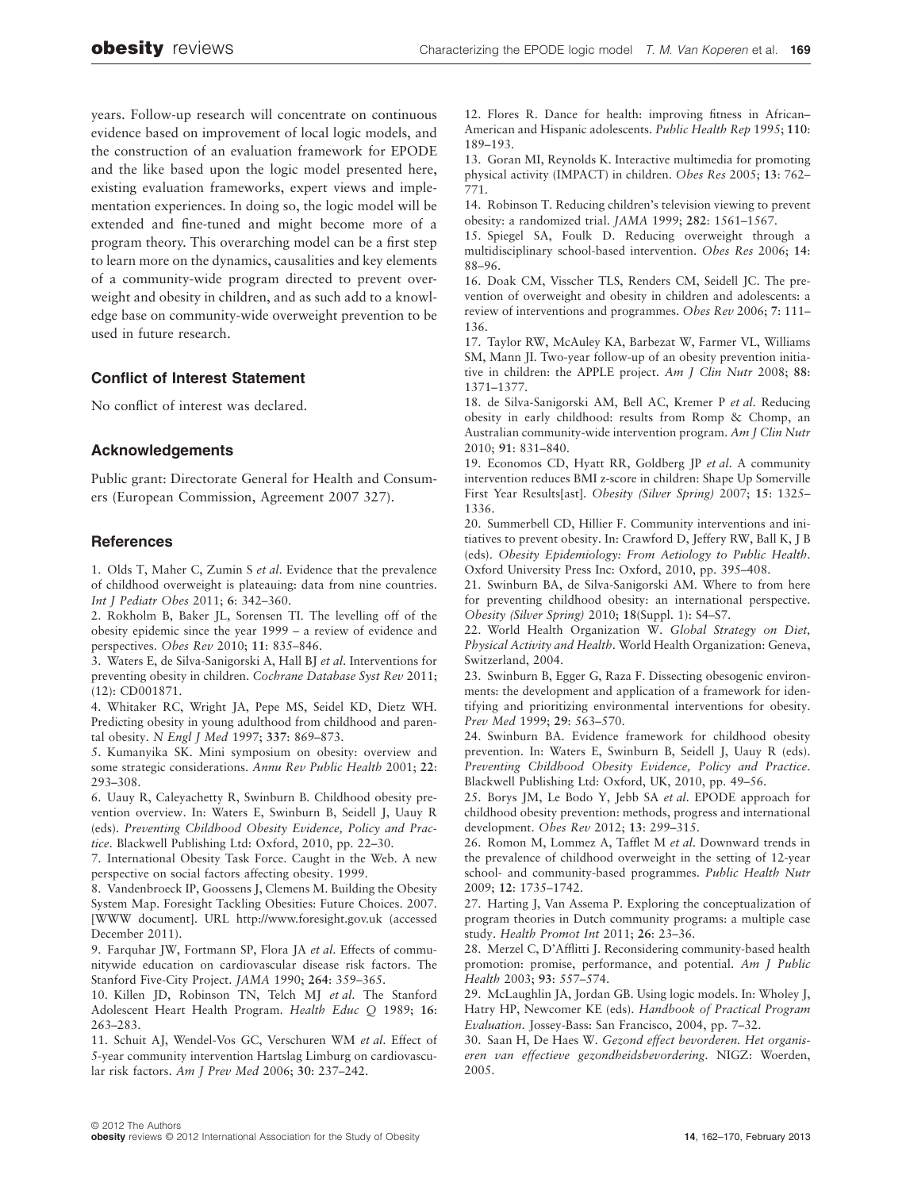years. Follow-up research will concentrate on continuous evidence based on improvement of local logic models, and the construction of an evaluation framework for EPODE and the like based upon the logic model presented here, existing evaluation frameworks, expert views and implementation experiences. In doing so, the logic model will be extended and fine-tuned and might become more of a program theory. This overarching model can be a first step to learn more on the dynamics, causalities and key elements of a community-wide program directed to prevent overweight and obesity in children, and as such add to a knowledge base on community-wide overweight prevention to be used in future research.

## Conflict of Interest Statement

No conflict of interest was declared.

## Acknowledgements

Public grant: Directorate General for Health and Consumers (European Commission, Agreement 2007 327).

## References

1. Olds T, Maher C, Zumin S *et al*. Evidence that the prevalence of childhood overweight is plateauing: data from nine countries. *Int J Pediatr Obes* 2011; **6**: 342–360.
2. Rokholm B, Baker JL, Sorensen TI. The levelling off of the obesity epidemic since the year 1999 – a review of evidence and perspectives. *Obes Rev* 2010; **11**: 835–846.
3. Waters E, de Silva-Sanigorski A, Hall BJ *et al*. Interventions for preventing obesity in children. *Cochrane Database Syst Rev* 2011; (12): CD001871.
4. Whitaker RC, Wright JA, Pepe MS, Seidel KD, Dietz WH. Predicting obesity in young adulthood from childhood and parental obesity. *N Engl J Med* 1997; **337**: 869–873.
5. Kumanyika SK. Mini symposium on obesity: overview and some strategic considerations. *Annu Rev Public Health* 2001; **22**: 293–308.
6. Uauy R, Caleyachetty R, Swinburn B. Childhood obesity prevention overview. In: Waters E, Swinburn B, Seidell J, Uauy R (eds). *Preventing Childhood Obesity Evidence, Policy and Practice*. Blackwell Publishing Ltd: Oxford, 2010, pp. 22–30.
7. International Obesity Task Force. Caught in the Web. A new perspective on social factors affecting obesity. 1999.
8. Vandenbroeck IP, Goossens J, Clemens M. Building the Obesity System Map. Foresight Tackling Obesities: Future Choices. 2007. [WWW document]. URL http://www.foresight.gov.uk (accessed December 2011).
9. Farquhar JW, Fortmann SP, Flora JA *et al*. Effects of communitywide education on cardiovascular disease risk factors. The Stanford Five-City Project. *JAMA* 1990; **264**: 359–365.
10. Killen JD, Robinson TN, Telch MJ *et al*. The Stanford Adolescent Heart Health Program. *Health Educ Q* 1989; **16**: 263–283.
11. Schuit AJ, Wendel-Vos GC, Verschuren WM *et al*. Effect of 5-year community intervention Hartslag Limburg on cardiovascular risk factors. *Am J Prev Med* 2006; **30**: 237–242.
12. Flores R. Dance for health: improving fitness in African–American and Hispanic adolescents. *Public Health Rep* 1995; **110**: 189–193.
13. Goran MI, Reynolds K. Interactive multimedia for promoting physical activity (IMPACT) in children. *Obes Res* 2005; **13**: 762–771.
14. Robinson T. Reducing children's television viewing to prevent obesity: a randomized trial. *JAMA* 1999; **282**: 1561–1567.
15. Spiegel SA, Foulk D. Reducing overweight through a multidisciplinary school-based intervention. *Obes Res* 2006; **14**: 88–96.
16. Doak CM, Visscher TLS, Renders CM, Seidell JC. The prevention of overweight and obesity in children and adolescents: a review of interventions and programmes. *Obes Rev* 2006; **7**: 111–136.
17. Taylor RW, McAuley KA, Barbezat W, Farmer VL, Williams SM, Mann JI. Two-year follow-up of an obesity prevention initiative in children: the APPLE project. *Am J Clin Nutr* 2008; **88**: 1371–1377.
18. de Silva-Sanigorski AM, Bell AC, Kremer P *et al*. Reducing obesity in early childhood: results from Romp & Chomp, an Australian community-wide intervention program. *Am J Clin Nutr* 2010; **91**: 831–840.
19. Economos CD, Hyatt RR, Goldberg JP *et al*. A community intervention reduces BMI z-score in children: Shape Up Somerville First Year Results[ast]. *Obesity (Silver Spring)* 2007; **15**: 1325–1336.
20. Summerbell CD, Hillier F. Community interventions and initiatives to prevent obesity. In: Crawford D, Jeffery RW, Ball K, J B (eds). *Obesity Epidemiology: From Aetiology to Public Health*. Oxford University Press Inc: Oxford, 2010, pp. 395–408.
21. Swinburn BA, de Silva-Sanigorski AM. Where to from here for preventing childhood obesity: an international perspective. *Obesity (Silver Spring)* 2010; **18**(Suppl. 1): S4–S7.
22. World Health Organization W. *Global Strategy on Diet, Physical Activity and Health*. World Health Organization: Geneva, Switzerland, 2004.
23. Swinburn B, Egger G, Raza F. Dissecting obesogenic environments: the development and application of a framework for identifying and prioritizing environmental interventions for obesity. *Prev Med* 1999; **29**: 563–570.
24. Swinburn BA. Evidence framework for childhood obesity prevention. In: Waters E, Swinburn B, Seidell J, Uauy R (eds). *Preventing Childhood Obesity Evidence, Policy and Practice*. Blackwell Publishing Ltd: Oxford, UK, 2010, pp. 49–56.
25. Borys JM, Le Bodo Y, Jebb SA *et al*. EPODE approach for childhood obesity prevention: methods, progress and international development. *Obes Rev* 2012; **13**: 299–315.
26. Romon M, Lommez A, Tafflet M *et al*. Downward trends in the prevalence of childhood overweight in the setting of 12-year school- and community-based programmes. *Public Health Nutr* 2009; **12**: 1735–1742.
27. Harting J, Van Assema P. Exploring the conceptualization of program theories in Dutch community programs: a multiple case study. *Health Promot Int* 2011; **26**: 23–36.
28. Merzel C, D'Afflitti J. Reconsidering community-based health promotion: promise, performance, and potential. *Am J Public Health* 2003; **93**: 557–574.
29. McLaughlin JA, Jordan GB. Using logic models. In: Wholey J, Hatry HP, Newcomer KE (eds). *Handbook of Practical Program Evaluation*. Jossey-Bass: San Francisco, 2004, pp. 7–32.
30. Saan H, De Haes W. *Gezond effect bevorderen. Het organiseren van effectieve gezondheidsbevordering*. NIGZ: Woerden, 2005.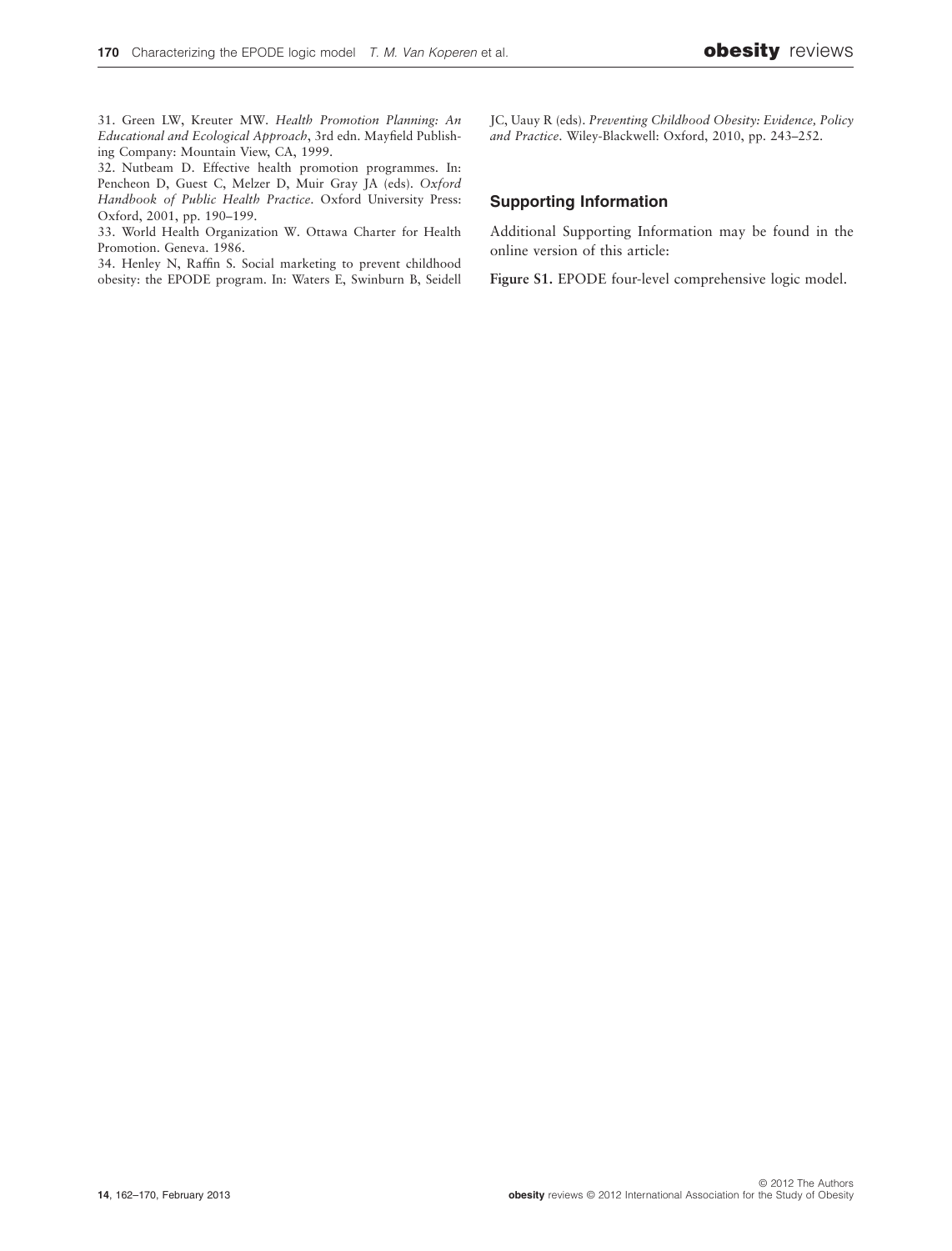31. Green LW, Kreuter MW. *Health Promotion Planning: An Educational and Ecological Approach*, 3rd edn. Mayfield Publishing Company: Mountain View, CA, 1999.

32. Nutbeam D. Effective health promotion programmes. In: Pencheon D, Guest C, Melzer D, Muir Gray JA (eds). *Oxford Handbook of Public Health Practice*. Oxford University Press: Oxford, 2001, pp. 190–199.

33. World Health Organization W. Ottawa Charter for Health Promotion. Geneva. 1986.

34. Henley N, Raffin S. Social marketing to prevent childhood obesity: the EPODE program. In: Waters E, Swinburn B, Seidell JC, Uauy R (eds). *Preventing Childhood Obesity: Evidence, Policy and Practice*. Wiley-Blackwell: Oxford, 2010, pp. 243–252.

## Supporting Information

Additional Supporting Information may be found in the online version of this article:

**Figure S1.** EPODE four-level comprehensive logic model.